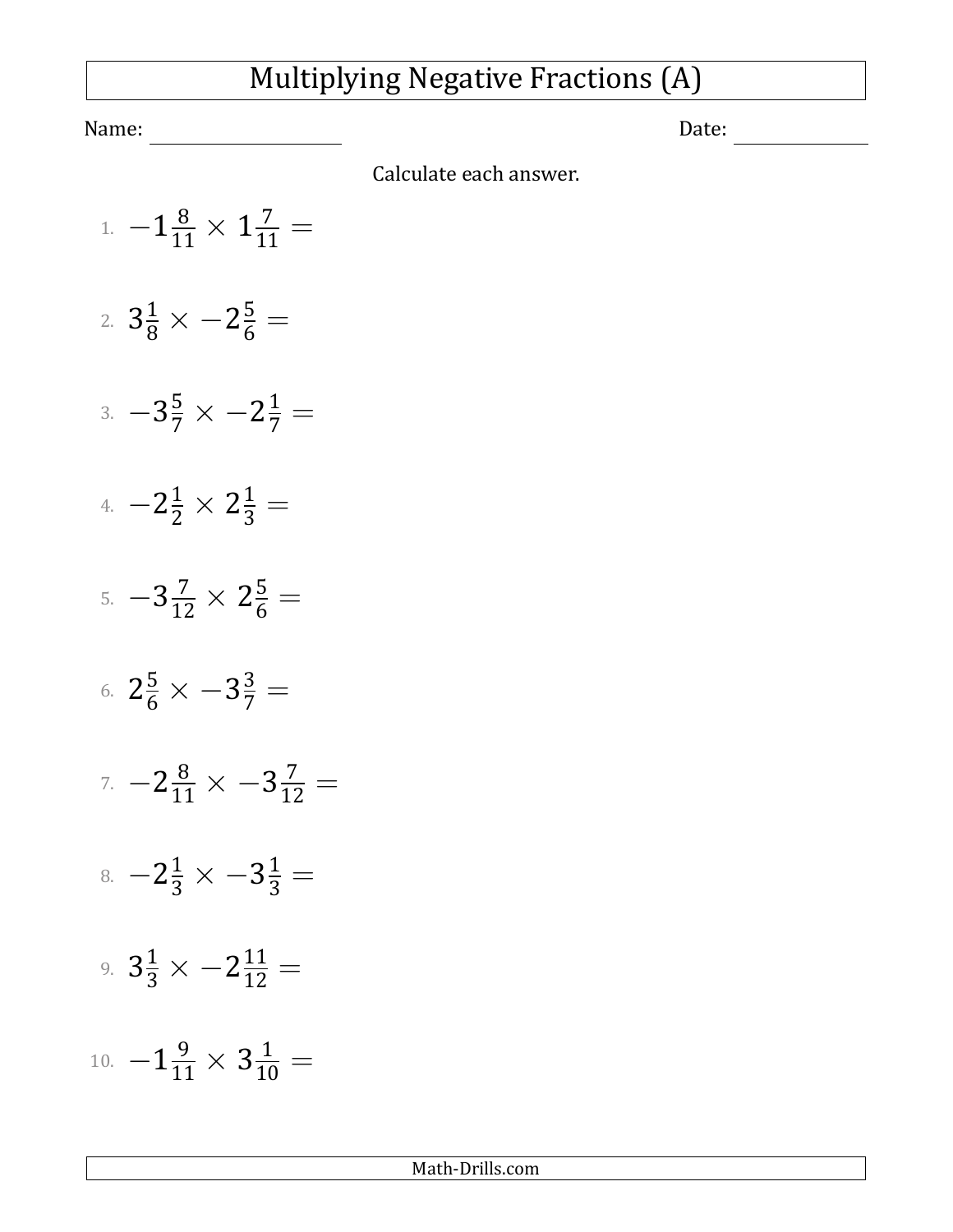# Multiplying Negative Fractions (A)

Name: ____________________ Date: ______________

Calculate each answer.

1. $-1\frac{8}{11} \times 1\frac{7}{11} =$

2. $3\frac{1}{8} \times -2\frac{5}{6} =$

3. $-3\frac{5}{7} \times -2\frac{1}{7} =$

4. $-2\frac{1}{2} \times 2\frac{1}{3} =$

5. $-3\frac{7}{12} \times 2\frac{5}{6} =$

6. $2\frac{5}{6} \times -3\frac{3}{7} =$

7. $-2\frac{8}{11} \times -3\frac{7}{12} =$

8. $-2\frac{1}{3} \times -3\frac{1}{3} =$

9. $3\frac{1}{3} \times -2\frac{11}{12} =$

10. $-1\frac{9}{11} \times 3\frac{1}{10} =$

Math-Drills.com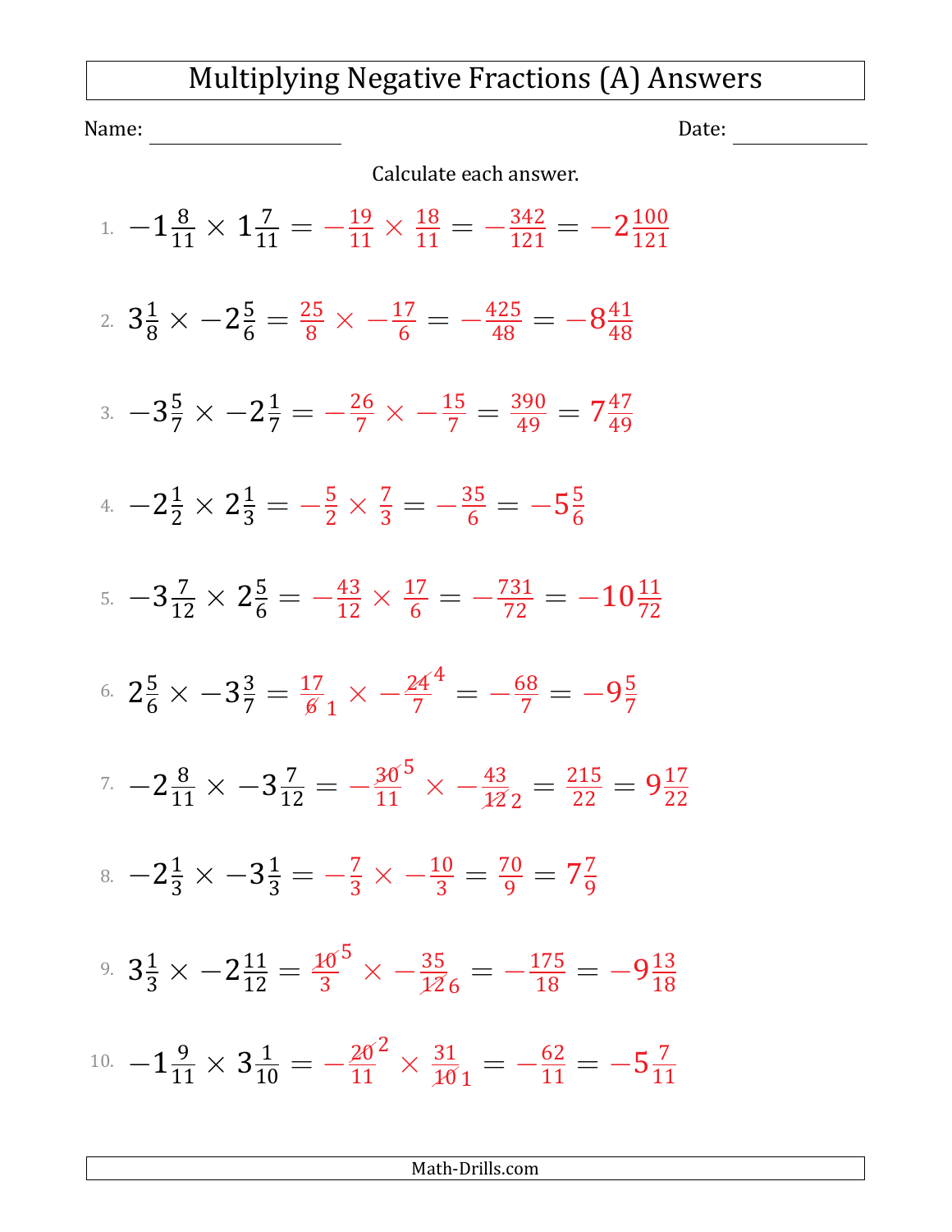# Multiplying Negative Fractions (A) Answers

Name: ________________ Date: ____________

Calculate each answer.

1. $-1\frac{8}{11} \times 1\frac{7}{11} = -\frac{19}{11} \times \frac{18}{11} = -\frac{342}{121} = -2\frac{100}{121}$

2. $3\frac{1}{8} \times -2\frac{5}{6} = \frac{25}{8} \times -\frac{17}{6} = -\frac{425}{48} = -8\frac{41}{48}$

3. $-3\frac{5}{7} \times -2\frac{1}{7} = -\frac{26}{7} \times -\frac{15}{7} = \frac{390}{49} = 7\frac{47}{49}$

4. $-2\frac{1}{2} \times 2\frac{1}{3} = -\frac{5}{2} \times \frac{7}{3} = -\frac{35}{6} = -5\frac{5}{6}$

5. $-3\frac{7}{12} \times 2\frac{5}{6} = -\frac{43}{12} \times \frac{17}{6} = -\frac{731}{72} = -10\frac{11}{72}$

6. $2\frac{5}{6} \times -3\frac{3}{7} = \frac{17}{\cancel{6}_{1}} \times -\frac{\cancel{24}^{4}}{7} = -\frac{68}{7} = -9\frac{5}{7}$

7. $-2\frac{8}{11} \times -3\frac{7}{12} = -\frac{\cancel{30}^{5}}{11} \times -\frac{43}{\cancel{12}_{2}} = \frac{215}{22} = 9\frac{17}{22}$

8. $-2\frac{1}{3} \times -3\frac{1}{3} = -\frac{7}{3} \times -\frac{10}{3} = \frac{70}{9} = 7\frac{7}{9}$

9. $3\frac{1}{3} \times -2\frac{11}{12} = \frac{\cancel{10}^{5}}{3} \times -\frac{35}{\cancel{12}_{6}} = -\frac{175}{18} = -9\frac{13}{18}$

10. $-1\frac{9}{11} \times 3\frac{1}{10} = -\frac{\cancel{20}^{2}}{11} \times \frac{31}{\cancel{10}_{1}} = -\frac{62}{11} = -5\frac{7}{11}$